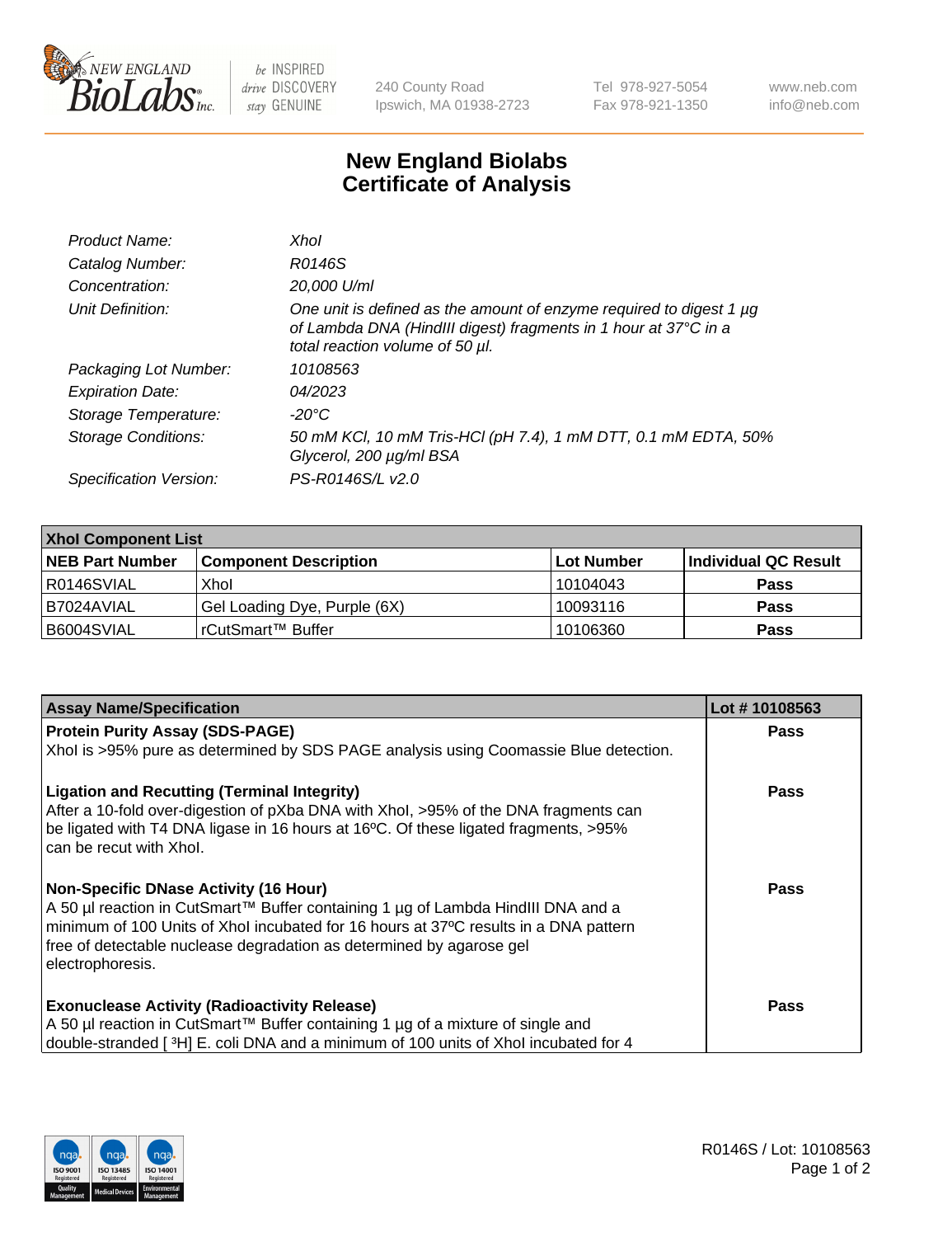New England BioLabs Inc. — be INSPIRED drive DISCOVERY stay GENUINE

240 County Road
Ipswich, MA 01938-2723

Tel 978-927-5054
Fax 978-921-1350

www.neb.com
info@neb.com

# New England Biolabs Certificate of Analysis

| | |
|---|---|
| *Product Name:* | *XhoI* |
| *Catalog Number:* | *R0146S* |
| *Concentration:* | *20,000 U/ml* |
| *Unit Definition:* | *One unit is defined as the amount of enzyme required to digest 1 µg of Lambda DNA (HindIII digest) fragments in 1 hour at 37°C in a total reaction volume of 50 µl.* |
| *Packaging Lot Number:* | *10108563* |
| *Expiration Date:* | *04/2023* |
| *Storage Temperature:* | *-20°C* |
| *Storage Conditions:* | *50 mM KCl, 10 mM Tris-HCl (pH 7.4), 1 mM DTT, 0.1 mM EDTA, 50% Glycerol, 200 µg/ml BSA* |
| *Specification Version:* | *PS-R0146S/L v2.0* |

| XhoI Component List | | | |
|---|---|---|---|
| **NEB Part Number** | **Component Description** | **Lot Number** | **Individual QC Result** |
| R0146SVIAL | XhoI | 10104043 | **Pass** |
| B7024AVIAL | Gel Loading Dye, Purple (6X) | 10093116 | **Pass** |
| B6004SVIAL | rCutSmart™ Buffer | 10106360 | **Pass** |

| Assay Name/Specification | Lot # 10108563 |
|---|---|
| **Protein Purity Assay (SDS-PAGE)**<br>XhoI is >95% pure as determined by SDS PAGE analysis using Coomassie Blue detection. | **Pass** |
| **Ligation and Recutting (Terminal Integrity)**<br>After a 10-fold over-digestion of pXba DNA with XhoI, >95% of the DNA fragments can be ligated with T4 DNA ligase in 16 hours at 16ºC. Of these ligated fragments, >95% can be recut with XhoI. | **Pass** |
| **Non-Specific DNase Activity (16 Hour)**<br>A 50 µl reaction in CutSmart™ Buffer containing 1 µg of Lambda HindIII DNA and a minimum of 100 Units of XhoI incubated for 16 hours at 37ºC results in a DNA pattern free of detectable nuclease degradation as determined by agarose gel electrophoresis. | **Pass** |
| **Exonuclease Activity (Radioactivity Release)**<br>A 50 µl reaction in CutSmart™ Buffer containing 1 µg of a mixture of single and double-stranded [ $^{3}$H] E. coli DNA and a minimum of 100 units of XhoI incubated for 4 | **Pass** |

R0146S / Lot: 10108563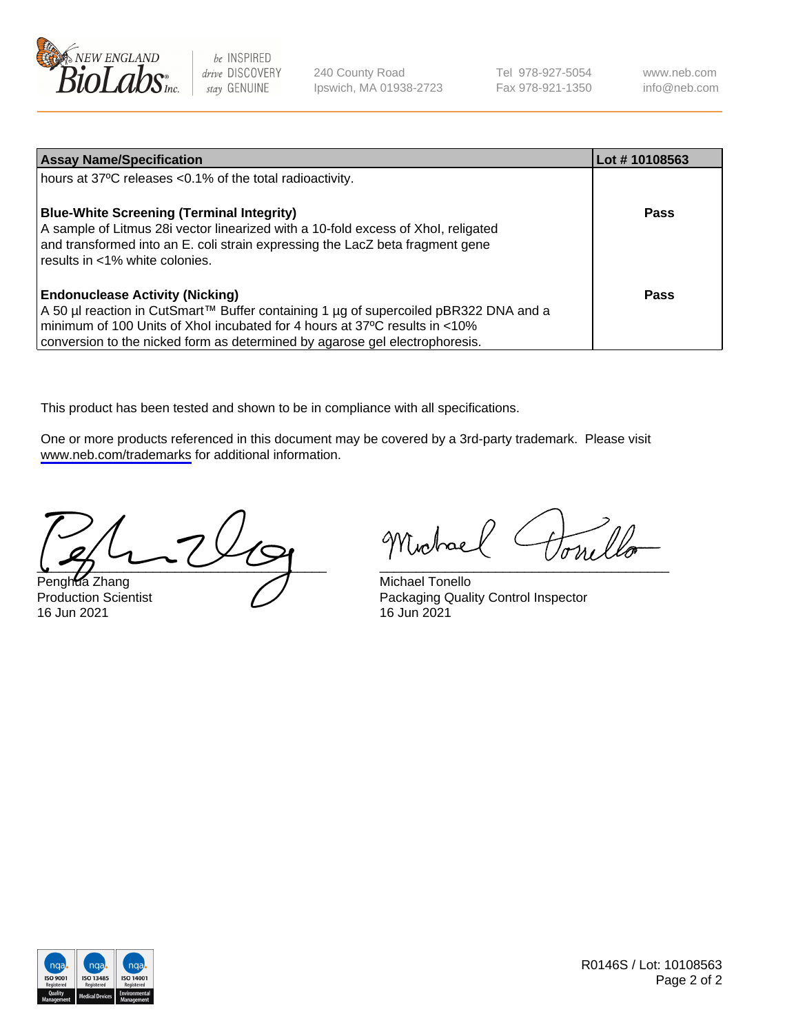| Assay Name/Specification | Lot # 10108563 |
|---|---|
| hours at 37ºC releases <0.1% of the total radioactivity. | |
| **Blue-White Screening (Terminal Integrity)**<br>A sample of Litmus 28i vector linearized with a 10-fold excess of XhoI, religated and transformed into an E. coli strain expressing the LacZ beta fragment gene results in <1% white colonies. | **Pass** |
| **Endonuclease Activity (Nicking)**<br>A 50 µl reaction in CutSmart™ Buffer containing 1 µg of supercoiled pBR322 DNA and a minimum of 100 Units of XhoI incubated for 4 hours at 37ºC results in <10% conversion to the nicked form as determined by agarose gel electrophoresis. | **Pass** |

This product has been tested and shown to be in compliance with all specifications.

One or more products referenced in this document may be covered by a 3rd-party trademark. Please visit www.neb.com/trademarks for additional information.

Penghua Zhang
Production Scientist
16 Jun 2021

Michael Tonello
Packaging Quality Control Inspector
16 Jun 2021

R0146S / Lot: 10108563